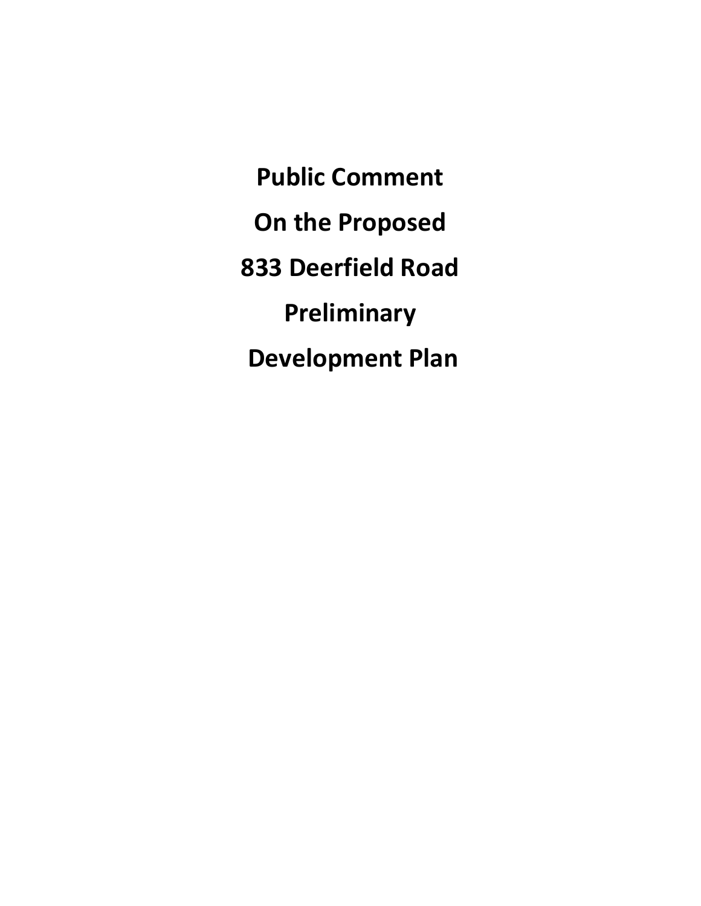# Public Comment

# On the Proposed

# 833 Deerfield Road

# Preliminary

# Development Plan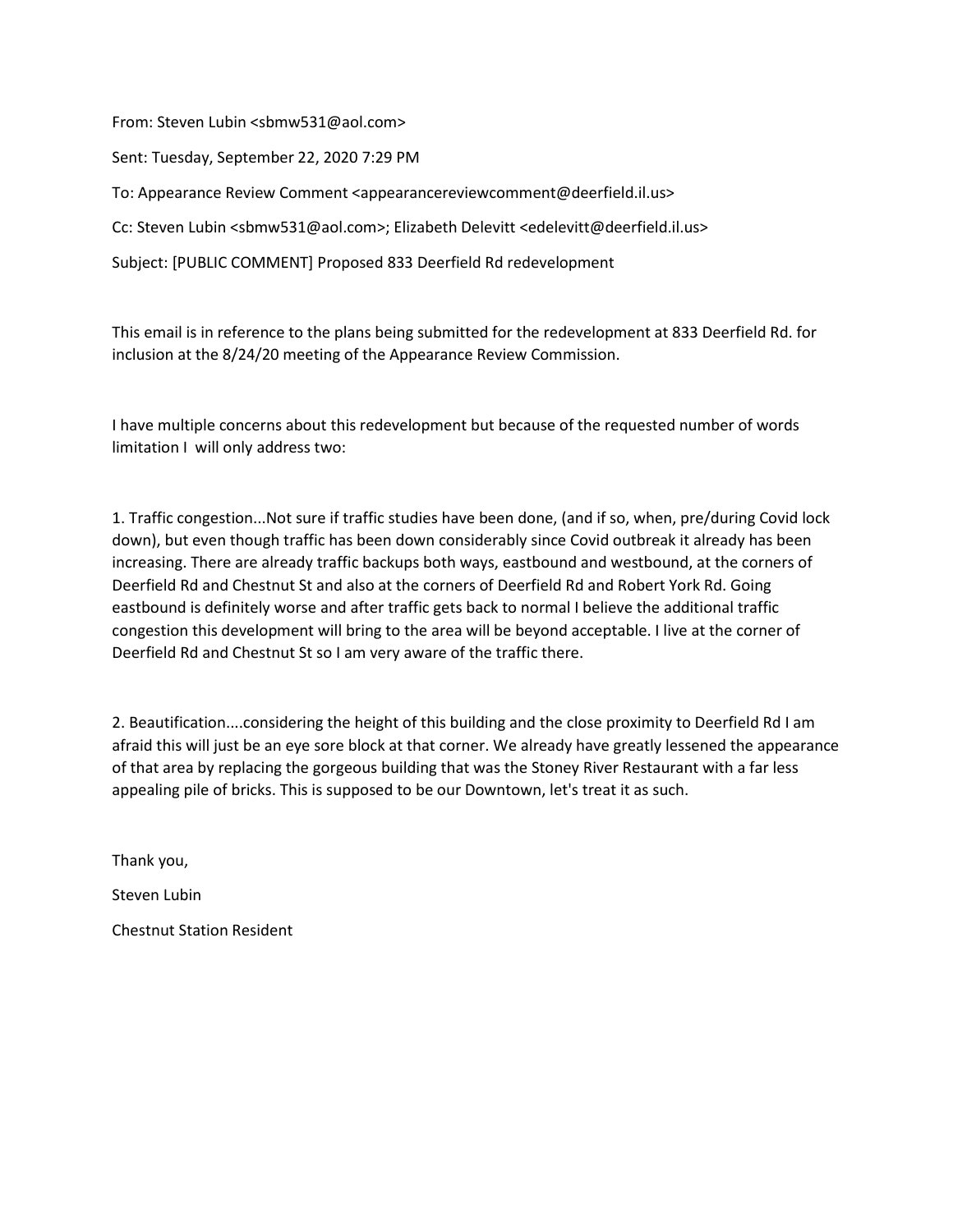From: Steven Lubin <sbmw531@aol.com>

Sent: Tuesday, September 22, 2020 7:29 PM

To: Appearance Review Comment <appearancereviewcomment@deerfield.il.us>

Cc: Steven Lubin <sbmw531@aol.com>; Elizabeth Delevitt <edelevitt@deerfield.il.us>

Subject: [PUBLIC COMMENT] Proposed 833 Deerfield Rd redevelopment

This email is in reference to the plans being submitted for the redevelopment at 833 Deerfield Rd. for inclusion at the 8/24/20 meeting of the Appearance Review Commission.

I have multiple concerns about this redevelopment but because of the requested number of words limitation I will only address two:

1. Traffic congestion...Not sure if traffic studies have been done, (and if so, when, pre/during Covid lock down), but even though traffic has been down considerably since Covid outbreak it already has been increasing. There are already traffic backups both ways, eastbound and westbound, at the corners of Deerfield Rd and Chestnut St and also at the corners of Deerfield Rd and Robert York Rd. Going eastbound is definitely worse and after traffic gets back to normal I believe the additional traffic congestion this development will bring to the area will be beyond acceptable. I live at the corner of Deerfield Rd and Chestnut St so I am very aware of the traffic there.

2. Beautification....considering the height of this building and the close proximity to Deerfield Rd I am afraid this will just be an eye sore block at that corner. We already have greatly lessened the appearance of that area by replacing the gorgeous building that was the Stoney River Restaurant with a far less appealing pile of bricks. This is supposed to be our Downtown, let's treat it as such.

Thank you,

Steven Lubin

Chestnut Station Resident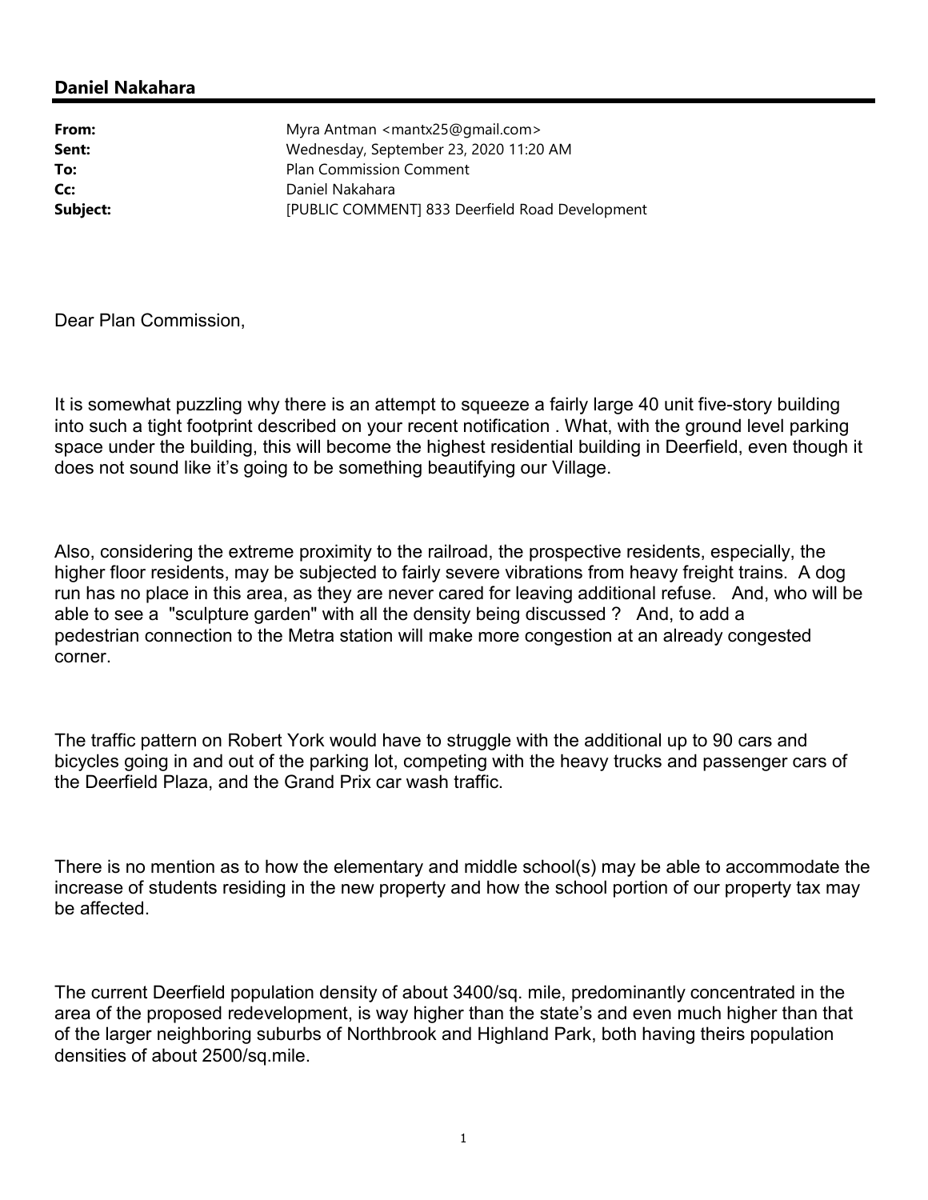**Daniel Nakahara**

| | |
|---|---|
| **From:** | Myra Antman <mantx25@gmail.com> |
| **Sent:** | Wednesday, September 23, 2020 11:20 AM |
| **To:** | Plan Commission Comment |
| **Cc:** | Daniel Nakahara |
| **Subject:** | [PUBLIC COMMENT] 833 Deerfield Road Development |

Dear Plan Commission,

It is somewhat puzzling why there is an attempt to squeeze a fairly large 40 unit five-story building into such a tight footprint described on your recent notification . What, with the ground level parking space under the building, this will become the highest residential building in Deerfield, even though it does not sound like it's going to be something beautifying our Village.

Also, considering the extreme proximity to the railroad, the prospective residents, especially, the higher floor residents, may be subjected to fairly severe vibrations from heavy freight trains. A dog run has no place in this area, as they are never cared for leaving additional refuse. And, who will be able to see a "sculpture garden" with all the density being discussed ? And, to add a pedestrian connection to the Metra station will make more congestion at an already congested corner.

The traffic pattern on Robert York would have to struggle with the additional up to 90 cars and bicycles going in and out of the parking lot, competing with the heavy trucks and passenger cars of the Deerfield Plaza, and the Grand Prix car wash traffic.

There is no mention as to how the elementary and middle school(s) may be able to accommodate the increase of students residing in the new property and how the school portion of our property tax may be affected.

The current Deerfield population density of about 3400/sq. mile, predominantly concentrated in the area of the proposed redevelopment, is way higher than the state's and even much higher than that of the larger neighboring suburbs of Northbrook and Highland Park, both having theirs population densities of about 2500/sq.mile.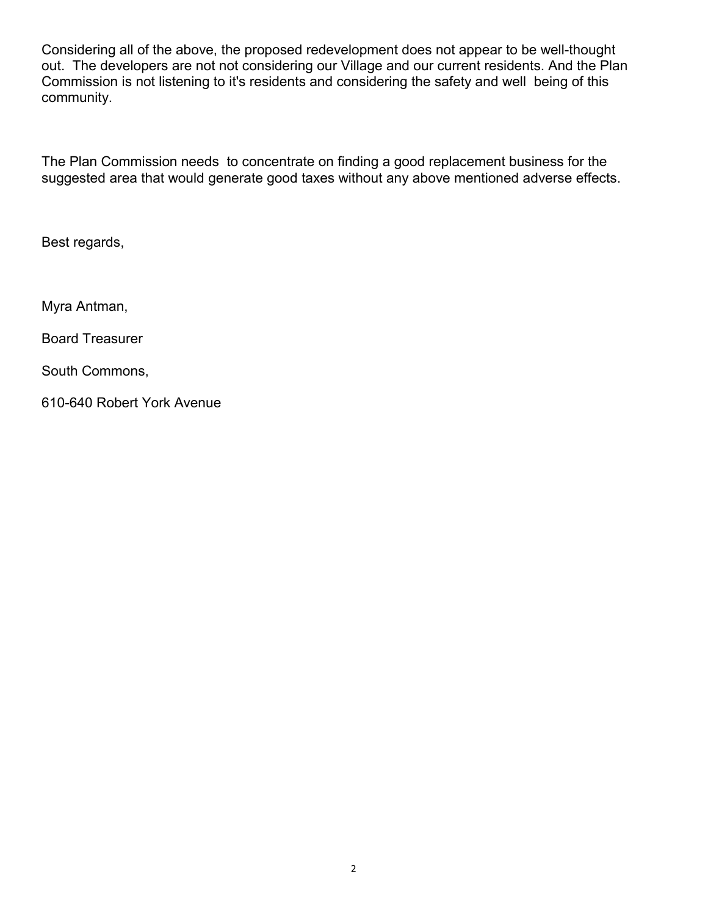Considering all of the above, the proposed redevelopment does not appear to be well-thought out. The developers are not not considering our Village and our current residents. And the Plan Commission is not listening to it's residents and considering the safety and well being of this community.

The Plan Commission needs to concentrate on finding a good replacement business for the suggested area that would generate good taxes without any above mentioned adverse effects.

Best regards,

Myra Antman,

Board Treasurer

South Commons,

610-640 Robert York Avenue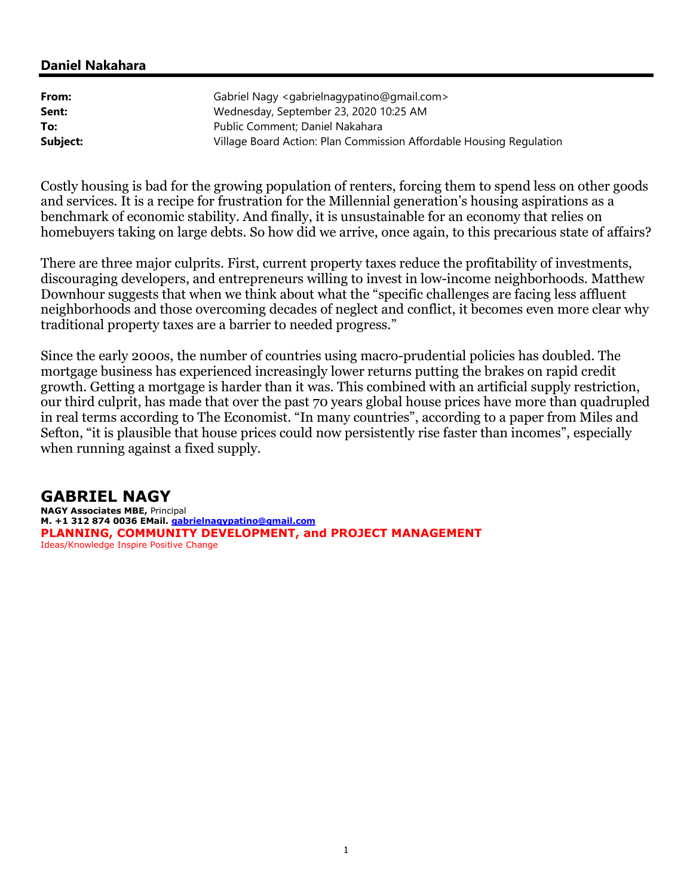## Daniel Nakahara

| | |
|---|---|
| **From:** | Gabriel Nagy <gabrielnagypatino@gmail.com> |
| **Sent:** | Wednesday, September 23, 2020 10:25 AM |
| **To:** | Public Comment; Daniel Nakahara |
| **Subject:** | Village Board Action: Plan Commission Affordable Housing Regulation |

Costly housing is bad for the growing population of renters, forcing them to spend less on other goods and services. It is a recipe for frustration for the Millennial generation's housing aspirations as a benchmark of economic stability. And finally, it is unsustainable for an economy that relies on homebuyers taking on large debts. So how did we arrive, once again, to this precarious state of affairs?

There are three major culprits. First, current property taxes reduce the profitability of investments, discouraging developers, and entrepreneurs willing to invest in low-income neighborhoods. Matthew Downhour suggests that when we think about what the "specific challenges are facing less affluent neighborhoods and those overcoming decades of neglect and conflict, it becomes even more clear why traditional property taxes are a barrier to needed progress."

Since the early 2000s, the number of countries using macro-prudential policies has doubled. The mortgage business has experienced increasingly lower returns putting the brakes on rapid credit growth. Getting a mortgage is harder than it was. This combined with an artificial supply restriction, our third culprit, has made that over the past 70 years global house prices have more than quadrupled in real terms according to The Economist. "In many countries", according to a paper from Miles and Sefton, "it is plausible that house prices could now persistently rise faster than incomes", especially when running against a fixed supply.

**GABRIEL NAGY**
**NAGY Associates MBE,** Principal
**M. +1 312 874 0036 EMail. gabrielnagypatino@gmail.com**
**PLANNING, COMMUNITY DEVELOPMENT, and PROJECT MANAGEMENT**
Ideas/Knowledge Inspire Positive Change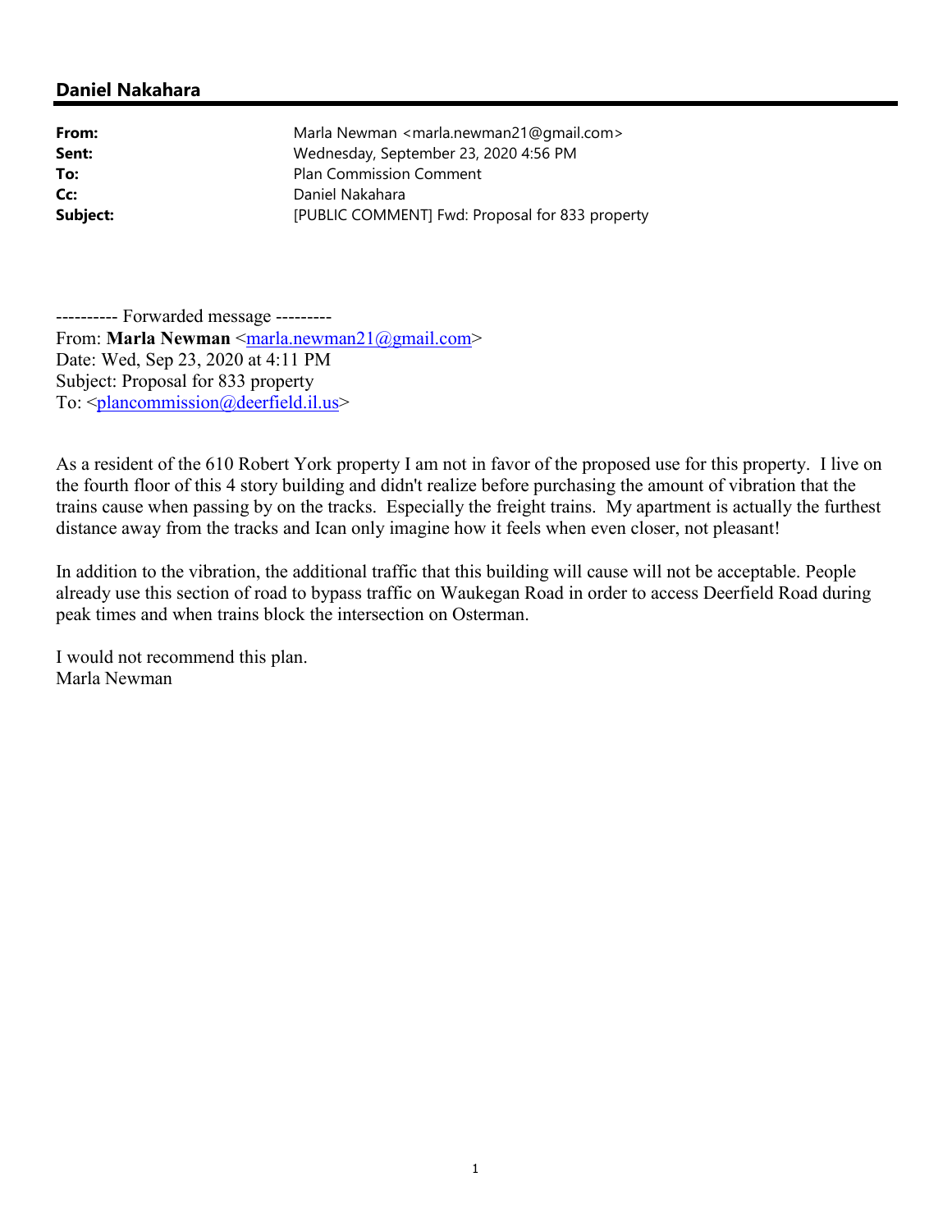## Daniel Nakahara

| | |
|---|---|
| **From:** | Marla Newman <marla.newman21@gmail.com> |
| **Sent:** | Wednesday, September 23, 2020 4:56 PM |
| **To:** | Plan Commission Comment |
| **Cc:** | Daniel Nakahara |
| **Subject:** | [PUBLIC COMMENT] Fwd: Proposal for 833 property |

---------- Forwarded message ---------
From: **Marla Newman** <marla.newman21@gmail.com>
Date: Wed, Sep 23, 2020 at 4:11 PM
Subject: Proposal for 833 property
To: <plancommission@deerfield.il.us>

As a resident of the 610 Robert York property I am not in favor of the proposed use for this property. I live on the fourth floor of this 4 story building and didn't realize before purchasing the amount of vibration that the trains cause when passing by on the tracks. Especially the freight trains. My apartment is actually the furthest distance away from the tracks and Ican only imagine how it feels when even closer, not pleasant!

In addition to the vibration, the additional traffic that this building will cause will not be acceptable. People already use this section of road to bypass traffic on Waukegan Road in order to access Deerfield Road during peak times and when trains block the intersection on Osterman.

I would not recommend this plan.
Marla Newman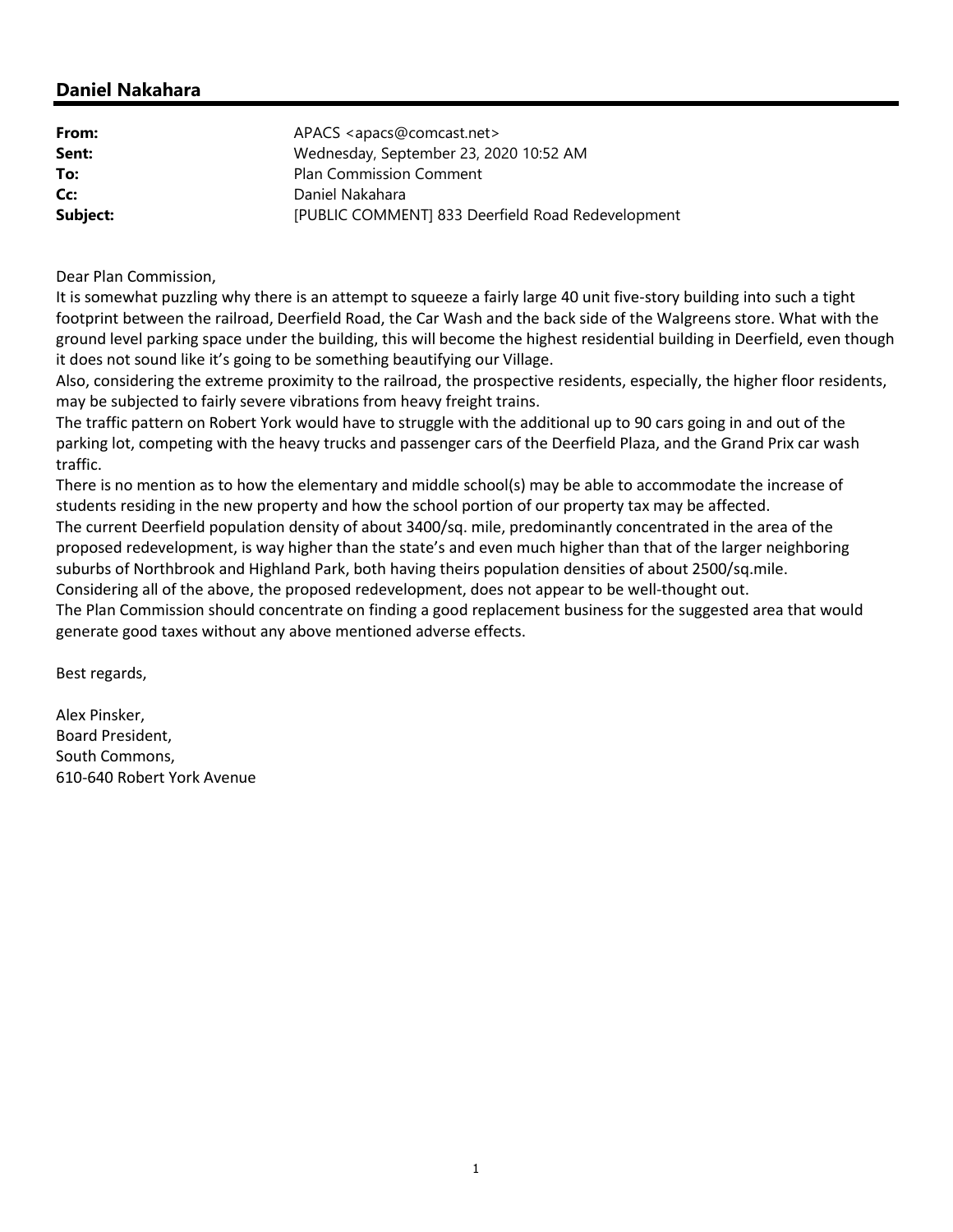## Daniel Nakahara

| | |
|---|---|
| **From:** | APACS <apacs@comcast.net> |
| **Sent:** | Wednesday, September 23, 2020 10:52 AM |
| **To:** | Plan Commission Comment |
| **Cc:** | Daniel Nakahara |
| **Subject:** | [PUBLIC COMMENT] 833 Deerfield Road Redevelopment |

Dear Plan Commission,

It is somewhat puzzling why there is an attempt to squeeze a fairly large 40 unit five-story building into such a tight footprint between the railroad, Deerfield Road, the Car Wash and the back side of the Walgreens store. What with the ground level parking space under the building, this will become the highest residential building in Deerfield, even though it does not sound like it's going to be something beautifying our Village.

Also, considering the extreme proximity to the railroad, the prospective residents, especially, the higher floor residents, may be subjected to fairly severe vibrations from heavy freight trains.

The traffic pattern on Robert York would have to struggle with the additional up to 90 cars going in and out of the parking lot, competing with the heavy trucks and passenger cars of the Deerfield Plaza, and the Grand Prix car wash traffic.

There is no mention as to how the elementary and middle school(s) may be able to accommodate the increase of students residing in the new property and how the school portion of our property tax may be affected.

The current Deerfield population density of about 3400/sq. mile, predominantly concentrated in the area of the proposed redevelopment, is way higher than the state's and even much higher than that of the larger neighboring suburbs of Northbrook and Highland Park, both having theirs population densities of about 2500/sq.mile.

Considering all of the above, the proposed redevelopment, does not appear to be well-thought out.

The Plan Commission should concentrate on finding a good replacement business for the suggested area that would generate good taxes without any above mentioned adverse effects.

Best regards,

Alex Pinsker,
Board President,
South Commons,
610-640 Robert York Avenue